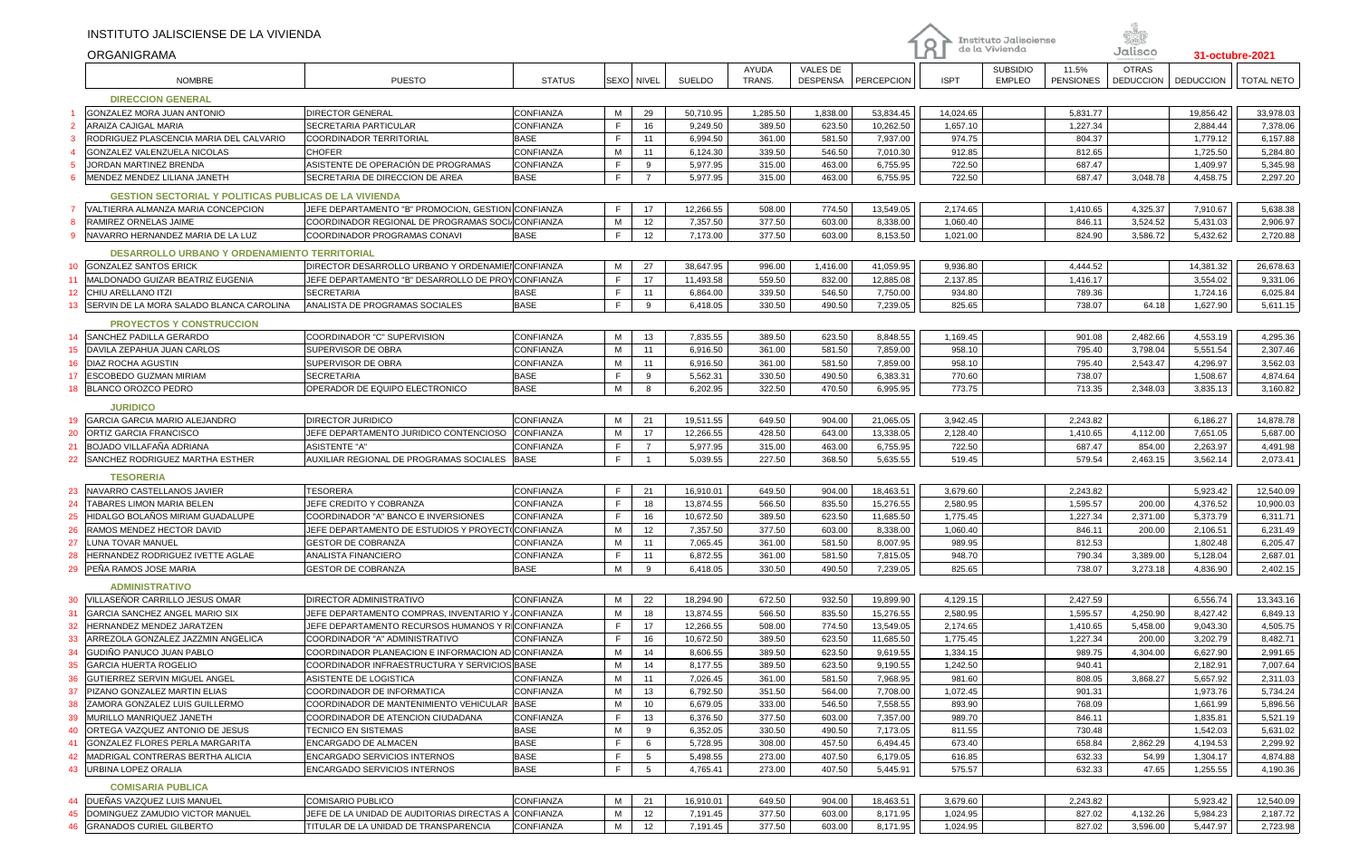# INSTITUTO JALISCIENSE DE LA VIVIENDA

## ORGANIGRAMA

31-octubre-2021

| | NOMBRE | PUESTO | STATUS | SEXO | NIVEL | SUELDO | AYUDA TRANS. | VALES DE DESPENSA | PERCEPCION | ISPT | SUBSIDIO EMPLEO | 11.5% PENSIONES | OTRAS DEDUCCION | DEDUCCION | TOTAL NETO |
|---|---|---|---|---|---|---|---|---|---|---|---|---|---|---|---|
| | **DIRECCION GENERAL** | | | | | | | | | | | | | | |
| 1 | GONZALEZ MORA JUAN ANTONIO | DIRECTOR GENERAL | CONFIANZA | M | 29 | 50,710.95 | 1,285.50 | 1,838.00 | 53,834.45 | 14,024.65 | | 5,831.77 | | 19,856.42 | 33,978.03 |
| 2 | ARAIZA CAJIGAL MARIA | SECRETARIA PARTICULAR | CONFIANZA | F | 16 | 9,249.50 | 389.50 | 623.50 | 10,262.50 | 1,657.10 | | 1,227.34 | | 2,884.44 | 7,378.06 |
| 3 | RODRIGUEZ PLASCENCIA MARIA DEL CALVARIO | COORDINADOR TERRITORIAL | BASE | F | 11 | 6,994.50 | 361.00 | 581.50 | 7,937.00 | 974.75 | | 804.37 | | 1,779.12 | 6,157.88 |
| 4 | GONZALEZ VALENZUELA NICOLAS | CHOFER | CONFIANZA | M | 11 | 6,124.30 | 339.50 | 546.50 | 7,010.30 | 912.85 | | 812.65 | | 1,725.50 | 5,284.80 |
| 5 | JORDAN MARTINEZ BRENDA | ASISTENTE DE OPERACIÓN DE PROGRAMAS | CONFIANZA | F | 9 | 5,977.95 | 315.00 | 463.00 | 6,755.95 | 722.50 | | 687.47 | | 1,409.97 | 5,345.98 |
| 6 | MENDEZ MENDEZ LILIANA JANETH | SECRETARIA DE DIRECCION DE AREA | BASE | F | 7 | 5,977.95 | 315.00 | 463.00 | 6,755.95 | 722.50 | | 687.47 | 3,048.78 | 4,458.75 | 2,297.20 |
| | **GESTION SECTORIAL Y POLITICAS PUBLICAS DE LA VIVIENDA** | | | | | | | | | | | | | | |
| 7 | VALTIERRA ALMANZA MARIA CONCEPCION | JEFE DEPARTAMENTO "B" PROMOCION, GESTION | CONFIANZA | F | 17 | 12,266.55 | 508.00 | 774.50 | 13,549.05 | 2,174.65 | | 1,410.65 | 4,325.37 | 7,910.67 | 5,638.38 |
| 8 | RAMIREZ ORNELAS JAIME | COORDINADOR REGIONAL DE PROGRAMAS SOCI | CONFIANZA | M | 12 | 7,357.50 | 377.50 | 603.00 | 8,338.00 | 1,060.40 | | 846.11 | 3,524.52 | 5,431.03 | 2,906.97 |
| 9 | NAVARRO HERNANDEZ MARIA DE LA LUZ | COORDINADOR PROGRAMAS CONAVI | BASE | F | 12 | 7,173.00 | 377.50 | 603.00 | 8,153.50 | 1,021.00 | | 824.90 | 3,586.72 | 5,432.62 | 2,720.88 |
| | **DESARROLLO URBANO Y ORDENAMIENTO TERRITORIAL** | | | | | | | | | | | | | | |
| 10 | GONZALEZ SANTOS ERICK | DIRECTOR DESARROLLO URBANO Y ORDENAMIE | CONFIANZA | M | 27 | 38,647.95 | 996.00 | 1,416.00 | 41,059.95 | 9,936.80 | | 4,444.52 | | 14,381.32 | 26,678.63 |
| 11 | MALDONADO GUIZAR BEATRIZ EUGENIA | JEFE DEPARTAMENTO "B" DESARROLLO DE PROY | CONFIANZA | F | 17 | 11,493.58 | 559.50 | 832.00 | 12,885.08 | 2,137.85 | | 1,416.17 | | 3,554.02 | 9,331.06 |
| 12 | CHIU ARELLANO ITZI | SECRETARIA | BASE | F | 11 | 6,864.00 | 339.50 | 546.50 | 7,750.00 | 934.80 | | 789.36 | | 1,724.16 | 6,025.84 |
| 13 | SERVIN DE LA MORA SALADO BLANCA CAROLINA | ANALISTA DE PROGRAMAS SOCIALES | BASE | F | 9 | 6,418.05 | 330.50 | 490.50 | 7,239.05 | 825.65 | | 738.07 | 64.18 | 1,627.90 | 5,611.15 |
| | **PROYECTOS Y CONSTRUCCION** | | | | | | | | | | | | | | |
| 14 | SANCHEZ PADILLA GERARDO | COORDINADOR "C" SUPERVISION | CONFIANZA | M | 13 | 7,835.55 | 389.50 | 623.50 | 8,848.55 | 1,169.45 | | 901.08 | 2,482.66 | 4,553.19 | 4,295.36 |
| 15 | DAVILA ZEPAHUA JUAN CARLOS | SUPERVISOR DE OBRA | CONFIANZA | M | 11 | 6,916.50 | 361.00 | 581.50 | 7,859.00 | 958.10 | | 795.40 | 3,798.04 | 5,551.54 | 2,307.46 |
| 16 | DIAZ ROCHA AGUSTIN | SUPERVISOR DE OBRA | CONFIANZA | M | 11 | 6,916.50 | 361.00 | 581.50 | 7,859.00 | 958.10 | | 795.40 | 2,543.47 | 4,296.97 | 3,562.03 |
| 17 | ESCOBEDO GUZMAN MIRIAM | SECRETARIA | BASE | F | 9 | 5,562.31 | 330.50 | 490.50 | 6,383.31 | 770.60 | | 738.07 | | 1,508.67 | 4,874.64 |
| 18 | BLANCO OROZCO PEDRO | OPERADOR DE EQUIPO ELECTRONICO | BASE | M | 8 | 6,202.95 | 322.50 | 470.50 | 6,995.95 | 773.75 | | 713.35 | 2,348.03 | 3,835.13 | 3,160.82 |
| | **JURIDICO** | | | | | | | | | | | | | | |
| 19 | GARCIA GARCIA MARIO ALEJANDRO | DIRECTOR JURIDICO | CONFIANZA | M | 21 | 19,511.55 | 649.50 | 904.00 | 21,065.05 | 3,942.45 | | 2,243.82 | | 6,186.27 | 14,878.78 |
| 20 | ORTIZ GARCIA FRANCISCO | JEFE DEPARTAMENTO JURIDICO CONTENCIOSO | CONFIANZA | M | 17 | 12,266.55 | 428.50 | 643.00 | 13,338.05 | 2,128.40 | | 1,410.65 | 4,112.00 | 7,651.05 | 5,687.00 |
| 21 | BOJADO VILLAFAÑA ADRIANA | ASISTENTE "A" | CONFIANZA | F | 7 | 5,977.95 | 315.00 | 463.00 | 6,755.95 | 722.50 | | 687.47 | 854.00 | 2,263.97 | 4,491.98 |
| 22 | SANCHEZ RODRIGUEZ MARTHA ESTHER | AUXILIAR REGIONAL DE PROGRAMAS SOCIALES | BASE | F | 1 | 5,039.55 | 227.50 | 368.50 | 5,635.55 | 519.45 | | 579.54 | 2,463.15 | 3,562.14 | 2,073.41 |
| | **TESORERIA** | | | | | | | | | | | | | | |
| 23 | NAVARRO CASTELLANOS JAVIER | TESORERA | CONFIANZA | F | 21 | 16,910.01 | 649.50 | 904.00 | 18,463.51 | 3,679.60 | | 2,243.82 | | 5,923.42 | 12,540.09 |
| 24 | TABARES LIMON MARIA BELEN | JEFE CREDITO Y COBRANZA | CONFIANZA | F | 18 | 13,874.55 | 566.50 | 835.50 | 15,276.55 | 2,580.95 | | 1,595.57 | 200.00 | 4,376.52 | 10,900.03 |
| 25 | HIDALGO BOLAÑOS MIRIAM GUADALUPE | COORDINADOR "A" BANCO E INVERSIONES | CONFIANZA | F | 16 | 10,672.50 | 389.50 | 623.50 | 11,685.50 | 1,775.45 | | 1,227.34 | 2,371.00 | 5,373.79 | 6,311.71 |
| 26 | RAMOS MENDEZ HECTOR DAVID | JEFE DEPARTAMENTO DE ESTUDIOS Y PROYECT | CONFIANZA | M | 12 | 7,357.50 | 377.50 | 603.00 | 8,338.00 | 1,060.40 | | 846.11 | 200.00 | 2,106.51 | 6,231.49 |
| 27 | LUNA TOVAR MANUEL | GESTOR DE COBRANZA | CONFIANZA | M | 11 | 7,065.45 | 361.00 | 581.50 | 8,007.95 | 989.95 | | 812.53 | | 1,802.48 | 6,205.47 |
| 28 | HERNANDEZ RODRIGUEZ IVETTE AGLAE | ANALISTA FINANCIERO | CONFIANZA | F | 11 | 6,872.55 | 361.00 | 581.50 | 7,815.05 | 948.70 | | 790.34 | 3,389.00 | 5,128.04 | 2,687.01 |
| 29 | PEÑA RAMOS JOSE MARIA | GESTOR DE COBRANZA | BASE | M | 9 | 6,418.05 | 330.50 | 490.50 | 7,239.05 | 825.65 | | 738.07 | 3,273.18 | 4,836.90 | 2,402.15 |
| | **ADMINISTRATIVO** | | | | | | | | | | | | | | |
| 30 | VILLASEÑOR CARRILLO JESUS OMAR | DIRECTOR ADMINISTRATIVO | CONFIANZA | M | 22 | 18,294.90 | 672.50 | 932.50 | 19,899.90 | 4,129.15 | | 2,427.59 | | 6,556.74 | 13,343.16 |
| 31 | GARCIA SANCHEZ ANGEL MARIO SIX | JEFE DEPARTAMENTO COMPRAS, INVENTARIO Y | CONFIANZA | M | 18 | 13,874.55 | 566.50 | 835.50 | 15,276.55 | 2,580.95 | | 1,595.57 | 4,250.90 | 8,427.42 | 6,849.13 |
| 32 | HERNANDEZ MENDEZ JARATZEN | JEFE DEPARTAMENTO RECURSOS HUMANOS Y R | CONFIANZA | F | 17 | 12,266.55 | 508.00 | 774.50 | 13,549.05 | 2,174.65 | | 1,410.65 | 5,458.00 | 9,043.30 | 4,505.75 |
| 33 | ARREOLA GONZALEZ JAZZMIN ANGELICA | COORDINADOR "A" ADMINISTRATIVO | CONFIANZA | F | 16 | 10,672.50 | 389.50 | 623.50 | 11,685.50 | 1,775.45 | | 1,227.34 | 200.00 | 3,202.79 | 8,482.71 |
| 34 | GUDIÑO PANUCO JUAN PABLO | COORDINADOR PLANEACION E INFORMACION AD | CONFIANZA | M | 14 | 8,606.55 | 389.50 | 623.50 | 9,619.55 | 1,334.15 | | 989.75 | 4,304.00 | 6,627.90 | 2,991.65 |
| 35 | GARCIA HUERTA ROGELIO | COORDINADOR INFRAESTRUCTURA Y SERVICIOS | BASE | M | 14 | 8,177.55 | 389.50 | 623.50 | 9,190.55 | 1,242.50 | | 940.41 | | 2,182.91 | 7,007.64 |
| 36 | GUTIERREZ SERVIN MIGUEL ANGEL | ASISTENTE DE LOGISTICA | CONFIANZA | M | 11 | 7,026.45 | 361.00 | 581.50 | 7,968.95 | 981.60 | | 808.05 | 3,868.27 | 5,657.92 | 2,311.03 |
| 37 | PIZANO GONZALEZ MARTIN ELIAS | COORDINADOR DE INFORMATICA | CONFIANZA | M | 13 | 6,792.50 | 351.50 | 564.00 | 7,708.00 | 1,072.45 | | 901.31 | | 1,973.76 | 5,734.24 |
| 38 | ZAMORA GONZALEZ LUIS GUILLERMO | COORDINADOR DE MANTENIMIENTO VEHICULAR | BASE | M | 10 | 6,679.05 | 333.00 | 546.50 | 7,558.55 | 893.90 | | 768.09 | | 1,661.99 | 5,896.56 |
| 39 | MURILLO MANRIQUEZ JANETH | COORDINADOR DE ATENCION CIUDADANA | CONFIANZA | F | 13 | 6,376.50 | 377.50 | 603.00 | 7,357.00 | 989.70 | | 846.11 | | 1,835.81 | 5,521.19 |
| 40 | ORTEGA VAZQUEZ ANTONIO DE JESUS | TECNICO EN SISTEMAS | BASE | M | 9 | 6,352.05 | 330.50 | 490.50 | 7,173.05 | 811.55 | | 730.48 | | 1,542.03 | 5,631.02 |
| 41 | GONZALEZ FLORES PERLA MARGARITA | ENCARGADO DE ALMACEN | BASE | F | 6 | 5,728.95 | 308.00 | 457.50 | 6,494.45 | 673.40 | | 658.84 | 2,862.29 | 4,194.53 | 2,299.92 |
| 42 | MADRIGAL CONTRERAS BERTHA ALICIA | ENCARGADO SERVICIOS INTERNOS | BASE | F | 5 | 5,498.55 | 273.00 | 407.50 | 6,179.05 | 616.85 | | 632.33 | 54.99 | 1,304.17 | 4,874.88 |
| 43 | URBINA LOPEZ ORALIA | ENCARGADO SERVICIOS INTERNOS | BASE | F | 5 | 4,765.41 | 273.00 | 407.50 | 5,445.91 | 575.57 | | 632.33 | 47.65 | 1,255.55 | 4,190.36 |
| | **COMISARIA PUBLICA** | | | | | | | | | | | | | | |
| 44 | DUEÑAS VAZQUEZ LUIS MANUEL | COMISARIO PUBLICO | CONFIANZA | M | 21 | 16,910.01 | 649.50 | 904.00 | 18,463.51 | 3,679.60 | | 2,243.82 | | 5,923.42 | 12,540.09 |
| 45 | DOMINGUEZ ZAMUDIO VICTOR MANUEL | JEFE DE LA UNIDAD DE AUDITORIAS DIRECTAS A | CONFIANZA | M | 12 | 7,191.45 | 377.50 | 603.00 | 8,171.95 | 1,024.95 | | 827.02 | 4,132.26 | 5,984.23 | 2,187.72 |
| 46 | GRANADOS CURIEL GILBERTO | TITULAR DE LA UNIDAD DE TRANSPARENCIA | CONFIANZA | M | 12 | 7,191.45 | 377.50 | 603.00 | 8,171.95 | 1,024.95 | | 827.02 | 3,596.00 | 5,447.97 | 2,723.98 |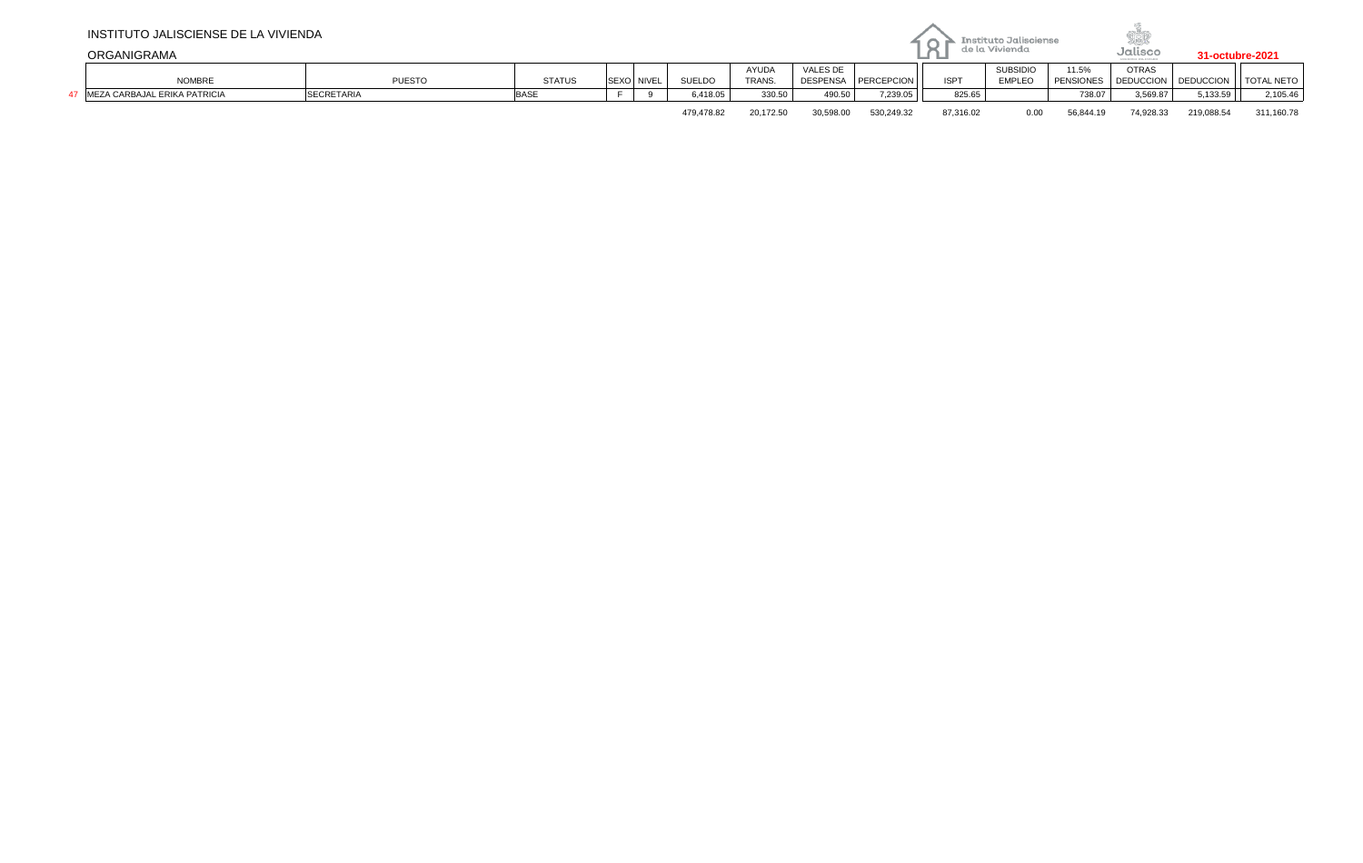INSTITUTO JALISCIENSE DE LA VIVIENDA

ORGANIGRAMA

**31-octubre-2021**

| | NOMBRE | PUESTO | STATUS | SEXO | NIVEL | SUELDO | AYUDA TRANS. | VALES DE DESPENSA | PERCEPCION | ISPT | SUBSIDIO EMPLEO | 11.5% PENSIONES | OTRAS DEDUCCION | DEDUCCION | TOTAL NETO |
|---|---|---|---|---|---|---|---|---|---|---|---|---|---|---|---|
| 47 | MEZA CARBAJAL ERIKA PATRICIA | SECRETARIA | BASE | F | 9 | 6,418.05 | 330.50 | 490.50 | 7,239.05 | 825.65 | | 738.07 | 3,569.87 | 5,133.59 | 2,105.46 |
| | | | | | | 479,478.82 | 20,172.50 | 30,598.00 | 530,249.32 | 87,316.02 | 0.00 | 56,844.19 | 74,928.33 | 219,088.54 | 311,160.78 |